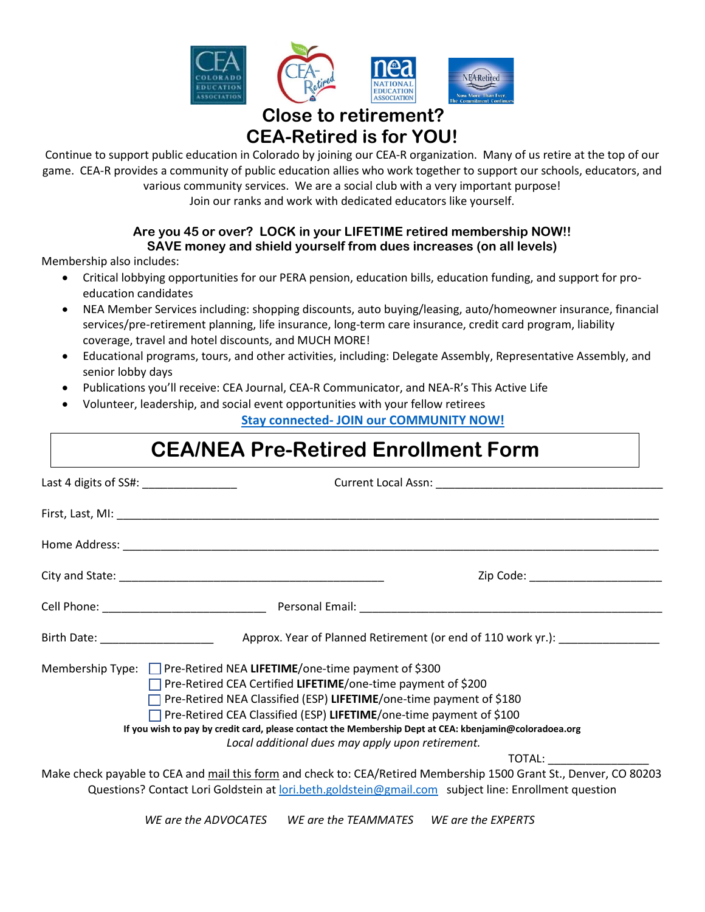# Close to retirement?
# CEA-Retired is for YOU!

Continue to support public education in Colorado by joining our CEA-R organization. Many of us retire at the top of our game. CEA-R provides a community of public education allies who work together to support our schools, educators, and various community services. We are a social club with a very important purpose! Join our ranks and work with dedicated educators like yourself.

**Are you 45 or over? LOCK in your LIFETIME retired membership NOW!!**
**SAVE money and shield yourself from dues increases (on all levels)**

Membership also includes:

- Critical lobbying opportunities for our PERA pension, education bills, education funding, and support for pro-education candidates
- NEA Member Services including: shopping discounts, auto buying/leasing, auto/homeowner insurance, financial services/pre-retirement planning, life insurance, long-term care insurance, credit card program, liability coverage, travel and hotel discounts, and MUCH MORE!
- Educational programs, tours, and other activities, including: Delegate Assembly, Representative Assembly, and senior lobby days
- Publications you'll receive: CEA Journal, CEA-R Communicator, and NEA-R's This Active Life
- Volunteer, leadership, and social event opportunities with your fellow retirees

**Stay connected- JOIN our COMMUNITY NOW!**

## CEA/NEA Pre-Retired Enrollment Form

Last 4 digits of SS#: _______________ Current Local Assn: ____________________________________

First, Last, MI: ____________________________________________________________________________

Home Address: _____________________________________________________________________________

City and State: ___________________________________________ Zip Code: _____________________

Cell Phone: _________________________ Personal Email: ______________________________________

Birth Date: __________________ Approx. Year of Planned Retirement (or end of 110 work yr.): _______________

Membership Type:
- ☐ Pre-Retired NEA **LIFETIME**/one-time payment of $300
- ☐ Pre-Retired CEA Certified **LIFETIME**/one-time payment of $200
- ☐ Pre-Retired NEA Classified (ESP) **LIFETIME**/one-time payment of $180
- ☐ Pre-Retired CEA Classified (ESP) **LIFETIME**/one-time payment of $100

**If you wish to pay by credit card, please contact the Membership Dept at CEA: kbenjamin@coloradoea.org**

*Local additional dues may apply upon retirement.*

TOTAL: _______________

Make check payable to CEA and mail this form and check to: CEA/Retired Membership 1500 Grant St., Denver, CO 80203

Questions? Contact Lori Goldstein at lori.beth.goldstein@gmail.com subject line: Enrollment question

*WE are the ADVOCATES    WE are the TEAMMATES    WE are the EXPERTS*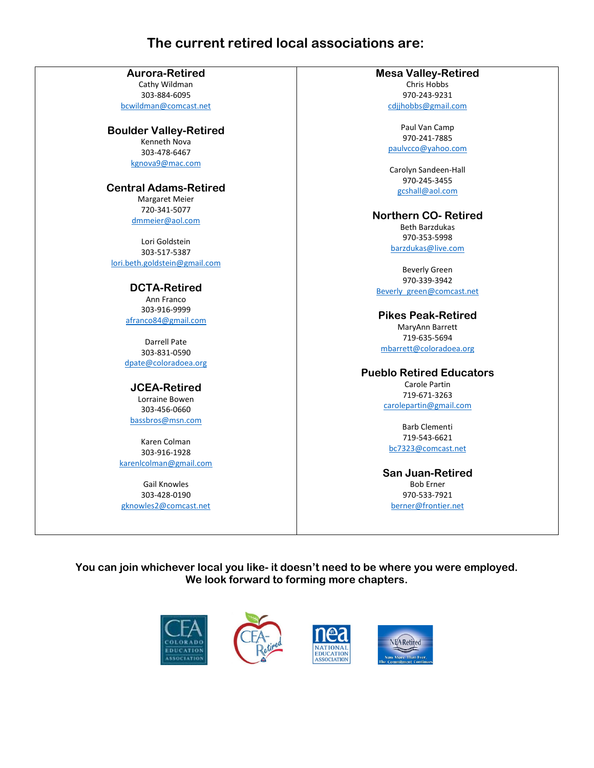# The current retired local associations are:

### Aurora-Retired
Cathy Wildman
303-884-6095
bcwildman@comcast.net

### Boulder Valley-Retired
Kenneth Nova
303-478-6467
kgnova9@mac.com

### Central Adams-Retired
Margaret Meier
720-341-5077
dmmeier@aol.com

Lori Goldstein
303-517-5387
lori.beth.goldstein@gmail.com

### DCTA-Retired
Ann Franco
303-916-9999
afranco84@gmail.com

Darrell Pate
303-831-0590
dpate@coloradoea.org

### JCEA-Retired
Lorraine Bowen
303-456-0660
bassbros@msn.com

Karen Colman
303-916-1928
karenlcolman@gmail.com

Gail Knowles
303-428-0190
gknowles2@comcast.net

### Mesa Valley-Retired
Chris Hobbs
970-243-9231
cdjjhobbs@gmail.com

Paul Van Camp
970-241-7885
paulvcco@yahoo.com

Carolyn Sandeen-Hall
970-245-3455
gcshall@aol.com

### Northern CO- Retired
Beth Barzdukas
970-353-5998
barzdukas@live.com

Beverly Green
970-339-3942
Beverly_green@comcast.net

### Pikes Peak-Retired
MaryAnn Barrett
719-635-5694
mbarrett@coloradoea.org

### Pueblo Retired Educators
Carole Partin
719-671-3263
carolepartin@gmail.com

Barb Clementi
719-543-6621
bc7323@comcast.net

### San Juan-Retired
Bob Erner
970-533-7921
berner@frontier.net

**You can join whichever local you like- it doesn't need to be where you were employed.**
**We look forward to forming more chapters.**